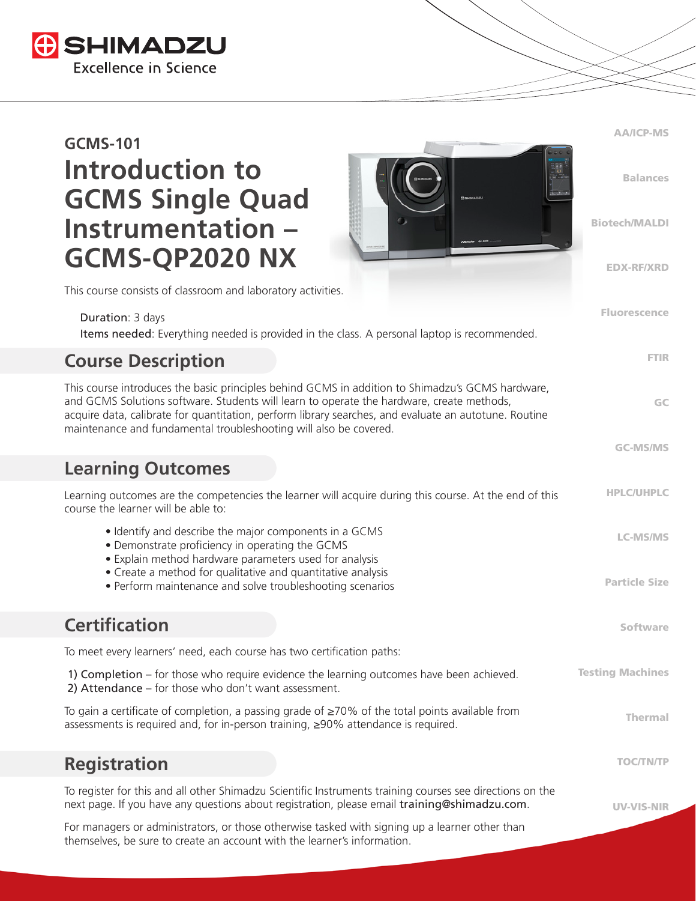# GCMS-101

# Introduction to GCMS Single Quad Instrumentation – GCMS-QP2020 NX

This course consists of classroom and laboratory activities.

**Duration**: 3 days
**Items needed**: Everything needed is provided in the class. A personal laptop is recommended.

## Course Description

This course introduces the basic principles behind GCMS in addition to Shimadzu's GCMS hardware, and GCMS Solutions software. Students will learn to operate the hardware, create methods, acquire data, calibrate for quantitation, perform library searches, and evaluate an autotune. Routine maintenance and fundamental troubleshooting will also be covered.

## Learning Outcomes

Learning outcomes are the competencies the learner will acquire during this course. At the end of this course the learner will be able to:

- Identify and describe the major components in a GCMS
- Demonstrate proficiency in operating the GCMS
- Explain method hardware parameters used for analysis
- Create a method for qualitative and quantitative analysis
- Perform maintenance and solve troubleshooting scenarios

## Certification

To meet every learners' need, each course has two certification paths:

1) Completion – for those who require evidence the learning outcomes have been achieved.
2) Attendance – for those who don't want assessment.

To gain a certificate of completion, a passing grade of ≥70% of the total points available from assessments is required and, for in-person training, ≥90% attendance is required.

## Registration

To register for this and all other Shimadzu Scientific Instruments training courses see directions on the next page. If you have any questions about registration, please email training@shimadzu.com.

For managers or administrators, or those otherwise tasked with signing up a learner other than themselves, be sure to create an account with the learner's information.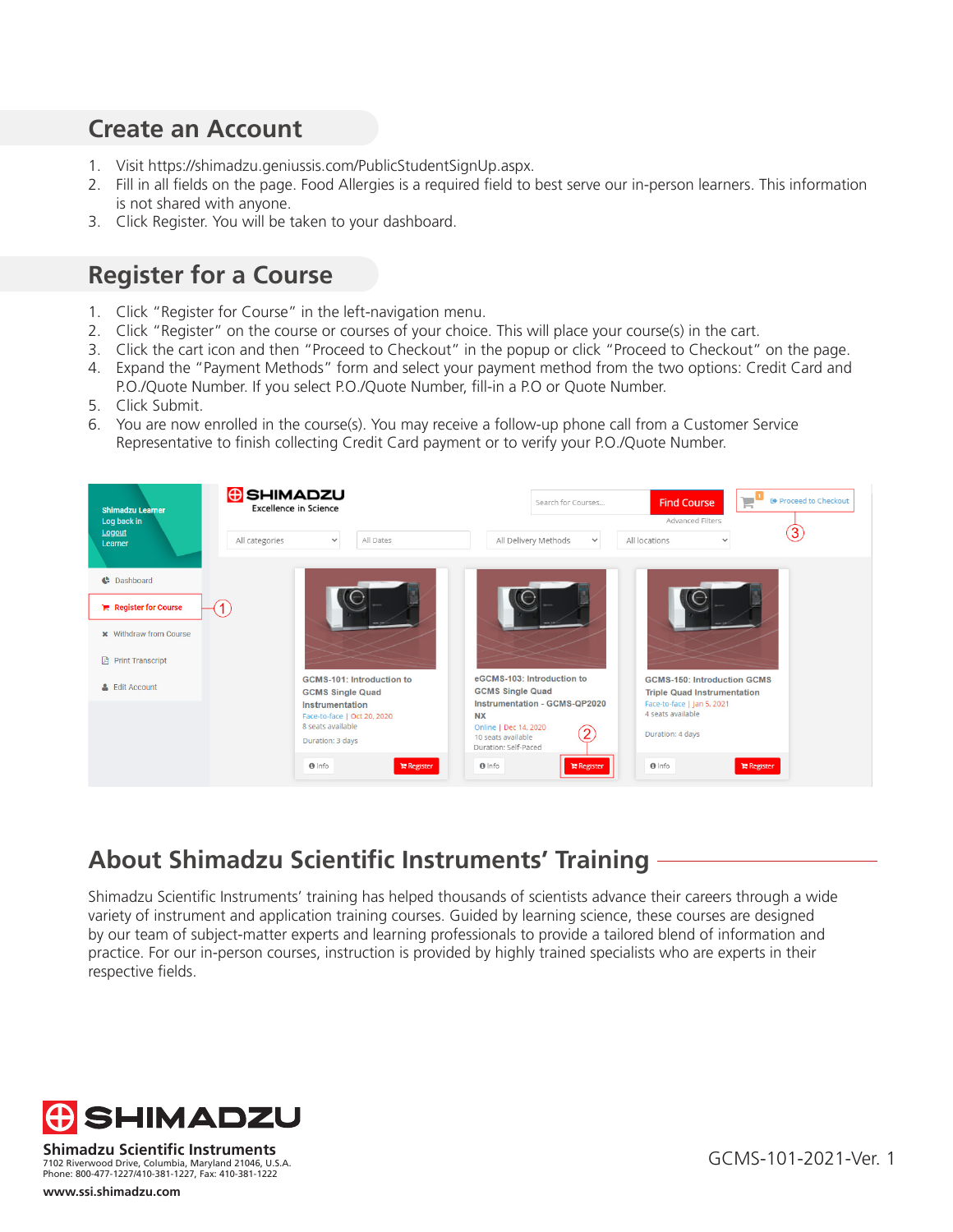## Create an Account

1. Visit https://shimadzu.geniussis.com/PublicStudentSignUp.aspx.
2. Fill in all fields on the page. Food Allergies is a required field to best serve our in-person learners. This information is not shared with anyone.
3. Click Register. You will be taken to your dashboard.

## Register for a Course

1. Click "Register for Course" in the left-navigation menu.
2. Click "Register" on the course or courses of your choice. This will place your course(s) in the cart.
3. Click the cart icon and then "Proceed to Checkout" in the popup or click "Proceed to Checkout" on the page.
4. Expand the "Payment Methods" form and select your payment method from the two options: Credit Card and P.O./Quote Number. If you select P.O./Quote Number, fill-in a P.O or Quote Number.
5. Click Submit.
6. You are now enrolled in the course(s). You may receive a follow-up phone call from a Customer Service Representative to finish collecting Credit Card payment or to verify your P.O./Quote Number.

## About Shimadzu Scientific Instruments' Training

Shimadzu Scientific Instruments' training has helped thousands of scientists advance their careers through a wide variety of instrument and application training courses. Guided by learning science, these courses are designed by our team of subject-matter experts and learning professionals to provide a tailored blend of information and practice. For our in-person courses, instruction is provided by highly trained specialists who are experts in their respective fields.

**Shimadzu Scientific Instruments**
7102 Riverwood Drive, Columbia, Maryland 21046, U.S.A.
Phone: 800-477-1227/410-381-1227, Fax: 410-381-1222

**www.ssi.shimadzu.com**

GCMS-101-2021-Ver. 1